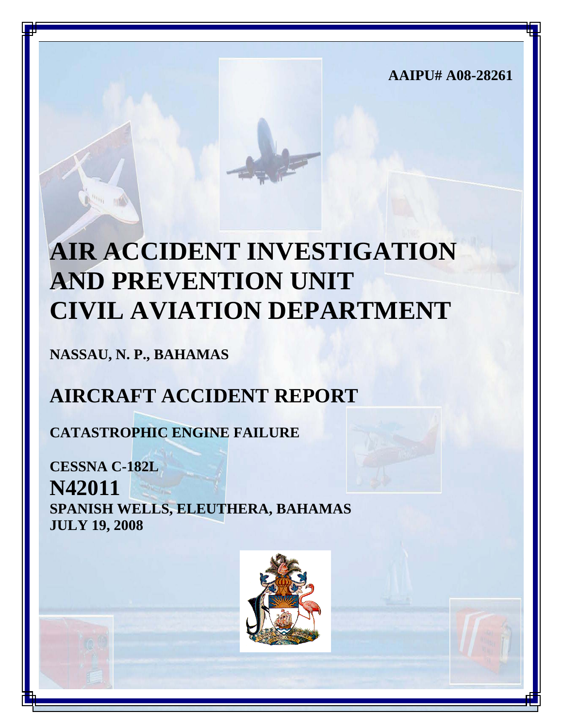AAIPU# A08-28261

# AIR ACCIDENT INVESTIGATION AND PREVENTION UNIT CIVIL AVIATION DEPARTMENT

**NASSAU, N. P., BAHAMAS**

# AIRCRAFT ACCIDENT REPORT

**CATASTROPHIC ENGINE FAILURE**

**CESSNA C-182L**

**N42011**

**SPANISH WELLS, ELEUTHERA, BAHAMAS**

**JULY 19, 2008**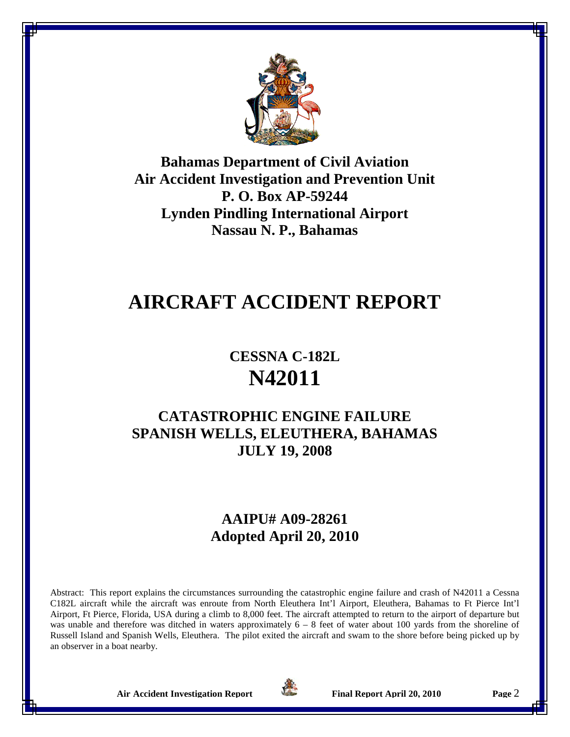**Bahamas Department of Civil Aviation**
**Air Accident Investigation and Prevention Unit**
**P. O. Box AP-59244**
**Lynden Pindling International Airport**
**Nassau N. P., Bahamas**

# AIRCRAFT ACCIDENT REPORT

## CESSNA C-182L
## N42011

## CATASTROPHIC ENGINE FAILURE
## SPANISH WELLS, ELEUTHERA, BAHAMAS
## JULY 19, 2008

## AAIPU# A09-28261
## Adopted April 20, 2010

Abstract: This report explains the circumstances surrounding the catastrophic engine failure and crash of N42011 a Cessna C182L aircraft while the aircraft was enroute from North Eleuthera Int'l Airport, Eleuthera, Bahamas to Ft Pierce Int'l Airport, Ft Pierce, Florida, USA during a climb to 8,000 feet. The aircraft attempted to return to the airport of departure but was unable and therefore was ditched in waters approximately 6 – 8 feet of water about 100 yards from the shoreline of Russell Island and Spanish Wells, Eleuthera. The pilot exited the aircraft and swam to the shore before being picked up by an observer in a boat nearby.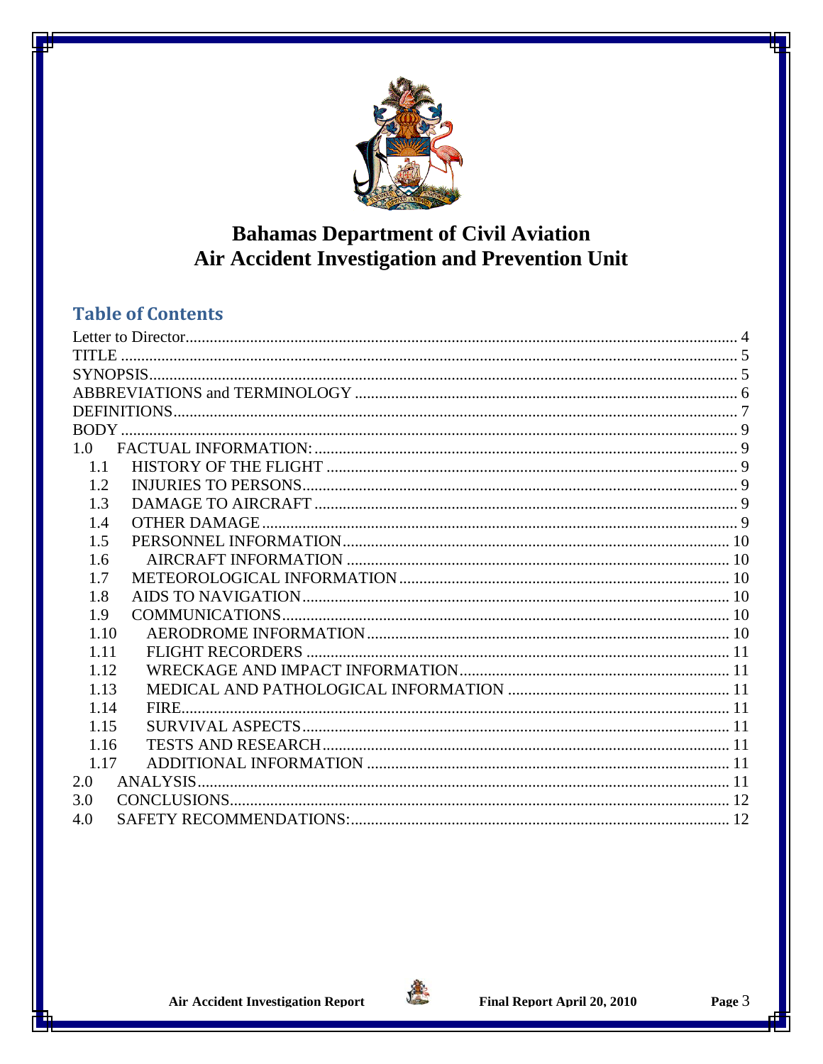# Bahamas Department of Civil Aviation
# Air Accident Investigation and Prevention Unit

## Table of Contents

Letter to Director ........ 4
TITLE ........ 5
SYNOPSIS ........ 5
ABBREVIATIONS and TERMINOLOGY ........ 6
DEFINITIONS ........ 7
BODY ........ 9
1.0 FACTUAL INFORMATION: ........ 9
- 1.1 HISTORY OF THE FLIGHT ........ 9
- 1.2 INJURIES TO PERSONS ........ 9
- 1.3 DAMAGE TO AIRCRAFT ........ 9
- 1.4 OTHER DAMAGE ........ 9
- 1.5 PERSONNEL INFORMATION ........ 10
- 1.6 AIRCRAFT INFORMATION ........ 10
- 1.7 METEOROLOGICAL INFORMATION ........ 10
- 1.8 AIDS TO NAVIGATION ........ 10
- 1.9 COMMUNICATIONS ........ 10
- 1.10 AERODROME INFORMATION ........ 10
- 1.11 FLIGHT RECORDERS ........ 11
- 1.12 WRECKAGE AND IMPACT INFORMATION ........ 11
- 1.13 MEDICAL AND PATHOLOGICAL INFORMATION ........ 11
- 1.14 FIRE ........ 11
- 1.15 SURVIVAL ASPECTS ........ 11
- 1.16 TESTS AND RESEARCH ........ 11
- 1.17 ADDITIONAL INFORMATION ........ 11

2.0 ANALYSIS ........ 11
3.0 CONCLUSIONS ........ 12
4.0 SAFETY RECOMMENDATIONS: ........ 12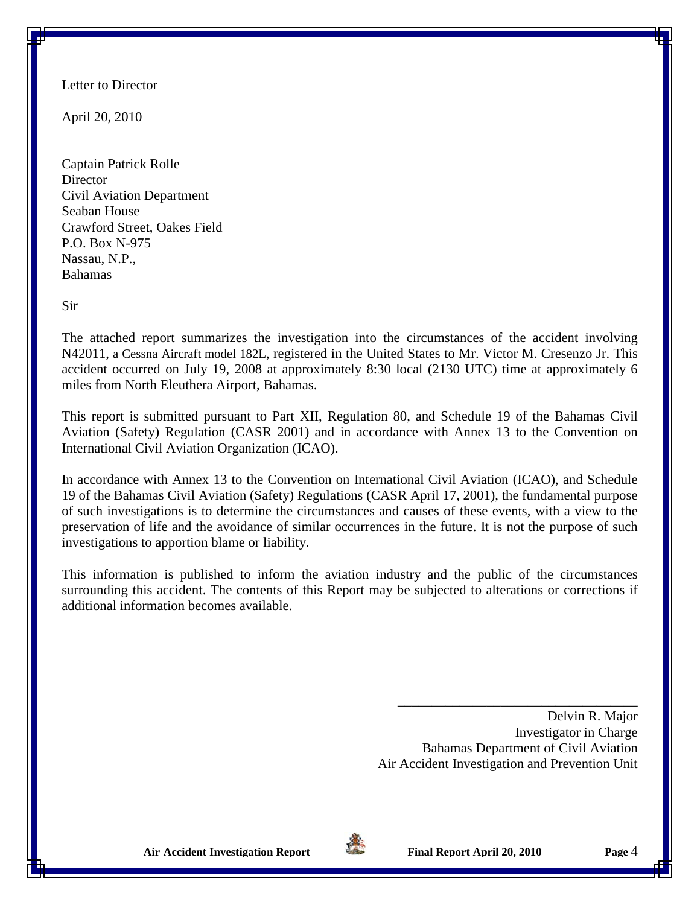Letter to Director

April 20, 2010

Captain Patrick Rolle  
Director  
Civil Aviation Department  
Seaban House  
Crawford Street, Oakes Field  
P.O. Box N-975  
Nassau, N.P.,  
Bahamas

Sir

The attached report summarizes the investigation into the circumstances of the accident involving N42011, a Cessna Aircraft model 182L, registered in the United States to Mr. Victor M. Cresenzo Jr. This accident occurred on July 19, 2008 at approximately 8:30 local (2130 UTC) time at approximately 6 miles from North Eleuthera Airport, Bahamas.

This report is submitted pursuant to Part XII, Regulation 80, and Schedule 19 of the Bahamas Civil Aviation (Safety) Regulation (CASR 2001) and in accordance with Annex 13 to the Convention on International Civil Aviation Organization (ICAO).

In accordance with Annex 13 to the Convention on International Civil Aviation (ICAO), and Schedule 19 of the Bahamas Civil Aviation (Safety) Regulations (CASR April 17, 2001), the fundamental purpose of such investigations is to determine the circumstances and causes of these events, with a view to the preservation of life and the avoidance of similar occurrences in the future. It is not the purpose of such investigations to apportion blame or liability.

This information is published to inform the aviation industry and the public of the circumstances surrounding this accident. The contents of this Report may be subjected to alterations or corrections if additional information becomes available.

Delvin R. Major  
Investigator in Charge  
Bahamas Department of Civil Aviation  
Air Accident Investigation and Prevention Unit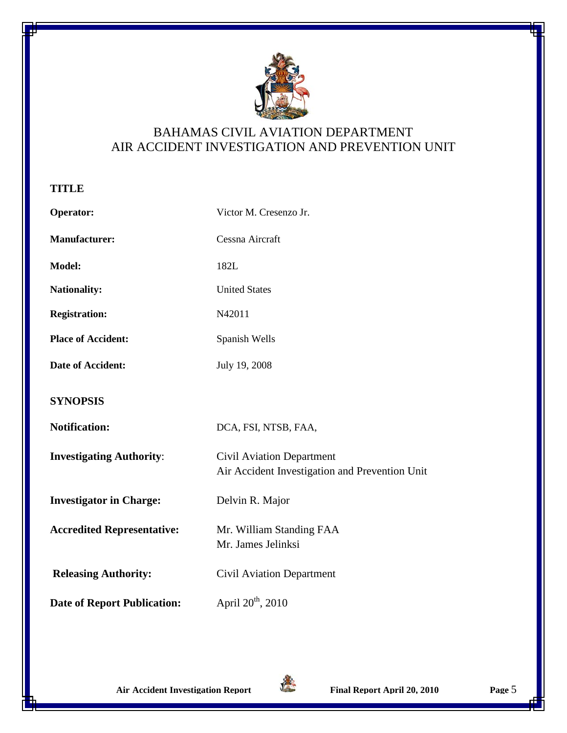BAHAMAS CIVIL AVIATION DEPARTMENT
AIR ACCIDENT INVESTIGATION AND PREVENTION UNIT

## TITLE

**Operator:** Victor M. Cresenzo Jr.

**Manufacturer:** Cessna Aircraft

**Model:** 182L

**Nationality:** United States

**Registration:** N42011

**Place of Accident:** Spanish Wells

**Date of Accident:** July 19, 2008

## SYNOPSIS

**Notification:** DCA, FSI, NTSB, FAA,

**Investigating Authority**: Civil Aviation Department
Air Accident Investigation and Prevention Unit

**Investigator in Charge:** Delvin R. Major

**Accredited Representative:** Mr. William Standing FAA
Mr. James Jelinksi

**Releasing Authority:** Civil Aviation Department

**Date of Report Publication:** April 20th, 2010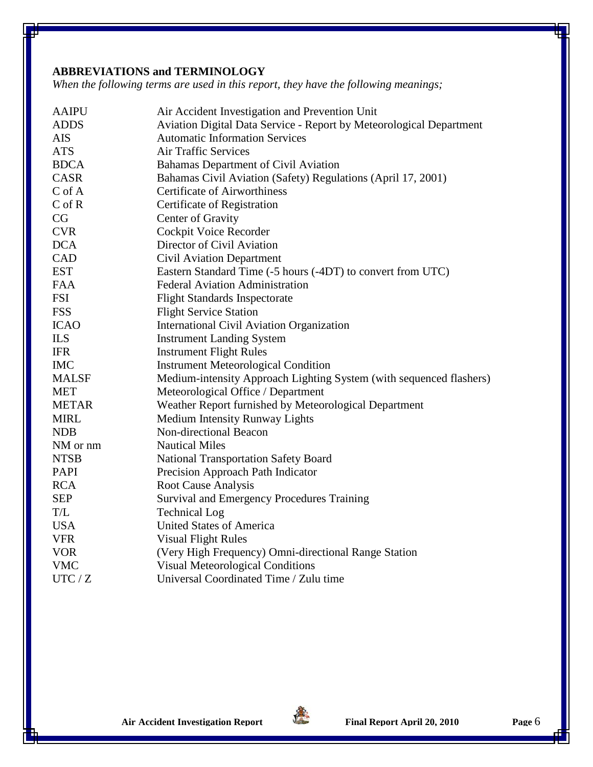## ABBREVIATIONS and TERMINOLOGY

*When the following terms are used in this report, they have the following meanings;*

| | |
|---|---|
| AAIPU | Air Accident Investigation and Prevention Unit |
| ADDS | Aviation Digital Data Service - Report by Meteorological Department |
| AIS | Automatic Information Services |
| ATS | Air Traffic Services |
| BDCA | Bahamas Department of Civil Aviation |
| CASR | Bahamas Civil Aviation (Safety) Regulations (April 17, 2001) |
| C of A | Certificate of Airworthiness |
| C of R | Certificate of Registration |
| CG | Center of Gravity |
| CVR | Cockpit Voice Recorder |
| DCA | Director of Civil Aviation |
| CAD | Civil Aviation Department |
| EST | Eastern Standard Time (-5 hours (-4DT) to convert from UTC) |
| FAA | Federal Aviation Administration |
| FSI | Flight Standards Inspectorate |
| FSS | Flight Service Station |
| ICAO | International Civil Aviation Organization |
| ILS | Instrument Landing System |
| IFR | Instrument Flight Rules |
| IMC | Instrument Meteorological Condition |
| MALSF | Medium-intensity Approach Lighting System (with sequenced flashers) |
| MET | Meteorological Office / Department |
| METAR | Weather Report furnished by Meteorological Department |
| MIRL | Medium Intensity Runway Lights |
| NDB | Non-directional Beacon |
| NM or nm | Nautical Miles |
| NTSB | National Transportation Safety Board |
| PAPI | Precision Approach Path Indicator |
| RCA | Root Cause Analysis |
| SEP | Survival and Emergency Procedures Training |
| T/L | Technical Log |
| USA | United States of America |
| VFR | Visual Flight Rules |
| VOR | (Very High Frequency) Omni-directional Range Station |
| VMC | Visual Meteorological Conditions |
| UTC / Z | Universal Coordinated Time / Zulu time |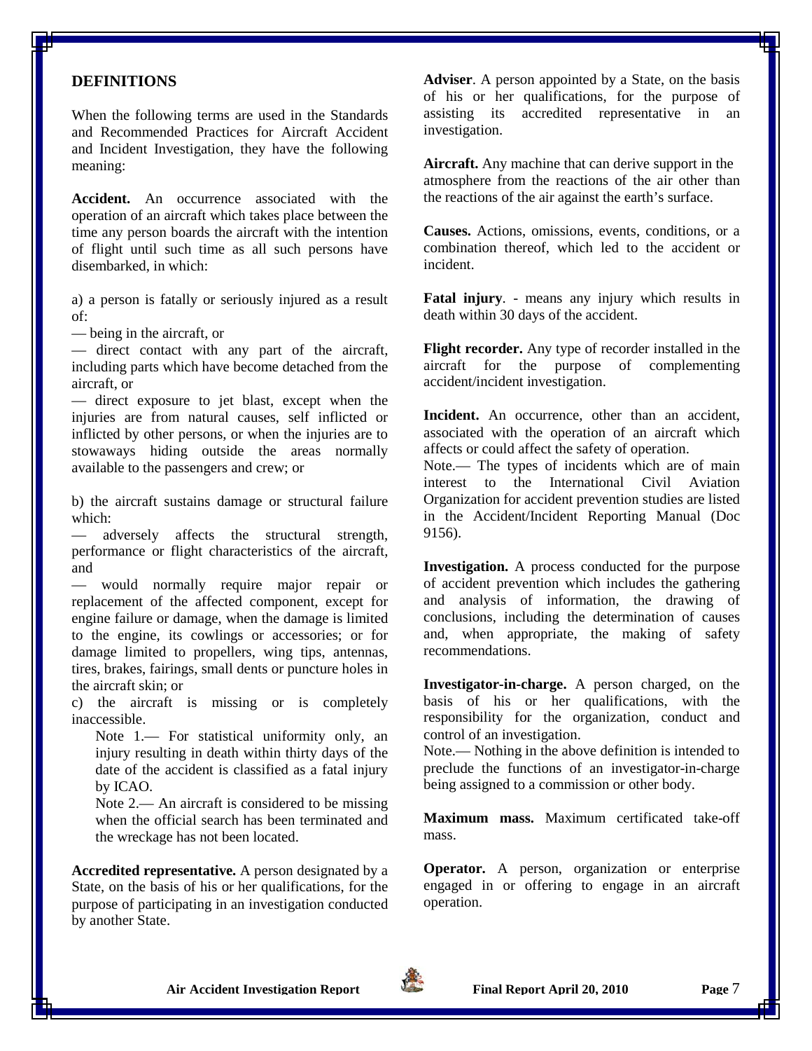## DEFINITIONS

When the following terms are used in the Standards and Recommended Practices for Aircraft Accident and Incident Investigation, they have the following meaning:

**Accident.** An occurrence associated with the operation of an aircraft which takes place between the time any person boards the aircraft with the intention of flight until such time as all such persons have disembarked, in which:

a) a person is fatally or seriously injured as a result of:

— being in the aircraft, or

— direct contact with any part of the aircraft, including parts which have become detached from the aircraft, or

— direct exposure to jet blast, except when the injuries are from natural causes, self inflicted or inflicted by other persons, or when the injuries are to stowaways hiding outside the areas normally available to the passengers and crew; or

b) the aircraft sustains damage or structural failure which:

— adversely affects the structural strength, performance or flight characteristics of the aircraft, and

— would normally require major repair or replacement of the affected component, except for engine failure or damage, when the damage is limited to the engine, its cowlings or accessories; or for damage limited to propellers, wing tips, antennas, tires, brakes, fairings, small dents or puncture holes in the aircraft skin; or

c) the aircraft is missing or is completely inaccessible.

Note 1.— For statistical uniformity only, an injury resulting in death within thirty days of the date of the accident is classified as a fatal injury by ICAO.

Note 2.— An aircraft is considered to be missing when the official search has been terminated and the wreckage has not been located.

**Accredited representative.** A person designated by a State, on the basis of his or her qualifications, for the purpose of participating in an investigation conducted by another State.

**Adviser**. A person appointed by a State, on the basis of his or her qualifications, for the purpose of assisting its accredited representative in an investigation.

**Aircraft.** Any machine that can derive support in the atmosphere from the reactions of the air other than the reactions of the air against the earth's surface.

**Causes.** Actions, omissions, events, conditions, or a combination thereof, which led to the accident or incident.

**Fatal injury**. - means any injury which results in death within 30 days of the accident.

**Flight recorder.** Any type of recorder installed in the aircraft for the purpose of complementing accident/incident investigation.

**Incident.** An occurrence, other than an accident, associated with the operation of an aircraft which affects or could affect the safety of operation.

Note.— The types of incidents which are of main interest to the International Civil Aviation Organization for accident prevention studies are listed in the Accident/Incident Reporting Manual (Doc 9156).

**Investigation.** A process conducted for the purpose of accident prevention which includes the gathering and analysis of information, the drawing of conclusions, including the determination of causes and, when appropriate, the making of safety recommendations.

**Investigator-in-charge.** A person charged, on the basis of his or her qualifications, with the responsibility for the organization, conduct and control of an investigation.

Note.— Nothing in the above definition is intended to preclude the functions of an investigator-in-charge being assigned to a commission or other body.

**Maximum mass.** Maximum certificated take-off mass.

**Operator.** A person, organization or enterprise engaged in or offering to engage in an aircraft operation.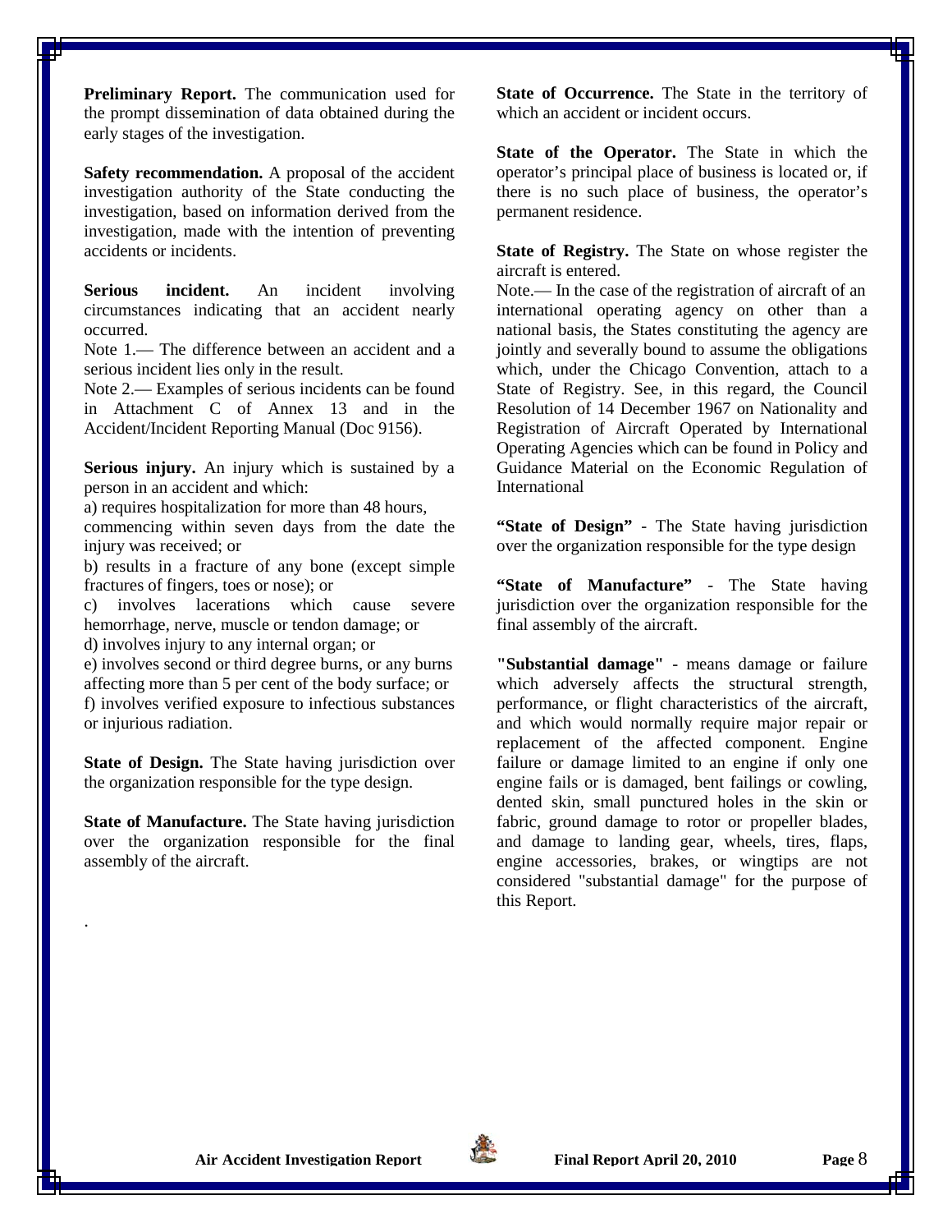**Preliminary Report.** The communication used for the prompt dissemination of data obtained during the early stages of the investigation.

**Safety recommendation.** A proposal of the accident investigation authority of the State conducting the investigation, based on information derived from the investigation, made with the intention of preventing accidents or incidents.

**Serious incident.** An incident involving circumstances indicating that an accident nearly occurred.

Note 1.— The difference between an accident and a serious incident lies only in the result.

Note 2.— Examples of serious incidents can be found in Attachment C of Annex 13 and in the Accident/Incident Reporting Manual (Doc 9156).

**Serious injury.** An injury which is sustained by a person in an accident and which:

a) requires hospitalization for more than 48 hours, commencing within seven days from the date the injury was received; or

b) results in a fracture of any bone (except simple fractures of fingers, toes or nose); or

c) involves lacerations which cause severe hemorrhage, nerve, muscle or tendon damage; or

d) involves injury to any internal organ; or

e) involves second or third degree burns, or any burns affecting more than 5 per cent of the body surface; or

f) involves verified exposure to infectious substances or injurious radiation.

**State of Design.** The State having jurisdiction over the organization responsible for the type design.

**State of Manufacture.** The State having jurisdiction over the organization responsible for the final assembly of the aircraft.

.

**State of Occurrence.** The State in the territory of which an accident or incident occurs.

**State of the Operator.** The State in which the operator's principal place of business is located or, if there is no such place of business, the operator's permanent residence.

**State of Registry.** The State on whose register the aircraft is entered.

Note.— In the case of the registration of aircraft of an international operating agency on other than a national basis, the States constituting the agency are jointly and severally bound to assume the obligations which, under the Chicago Convention, attach to a State of Registry. See, in this regard, the Council Resolution of 14 December 1967 on Nationality and Registration of Aircraft Operated by International Operating Agencies which can be found in Policy and Guidance Material on the Economic Regulation of International

**"State of Design"** - The State having jurisdiction over the organization responsible for the type design

**"State of Manufacture"** - The State having jurisdiction over the organization responsible for the final assembly of the aircraft.

**"Substantial damage"** - means damage or failure which adversely affects the structural strength, performance, or flight characteristics of the aircraft, and which would normally require major repair or replacement of the affected component. Engine failure or damage limited to an engine if only one engine fails or is damaged, bent failings or cowling, dented skin, small punctured holes in the skin or fabric, ground damage to rotor or propeller blades, and damage to landing gear, wheels, tires, flaps, engine accessories, brakes, or wingtips are not considered "substantial damage" for the purpose of this Report.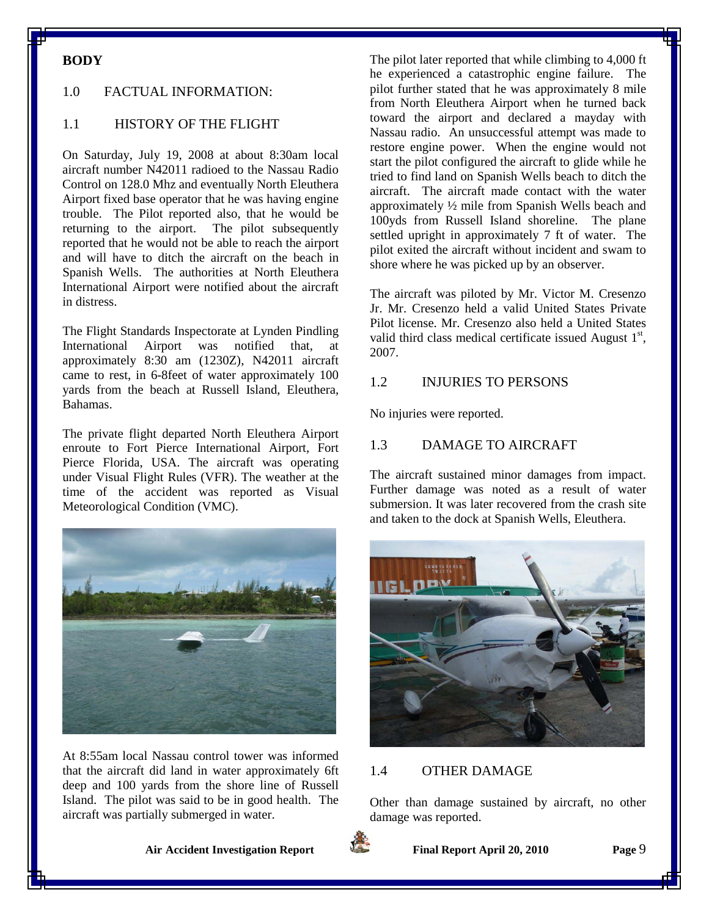**BODY**

## 1.0 FACTUAL INFORMATION:

### 1.1 HISTORY OF THE FLIGHT

On Saturday, July 19, 2008 at about 8:30am local aircraft number N42011 radioed to the Nassau Radio Control on 128.0 Mhz and eventually North Eleuthera Airport fixed base operator that he was having engine trouble. The Pilot reported also, that he would be returning to the airport. The pilot subsequently reported that he would not be able to reach the airport and will have to ditch the aircraft on the beach in Spanish Wells. The authorities at North Eleuthera International Airport were notified about the aircraft in distress.

The Flight Standards Inspectorate at Lynden Pindling International Airport was notified that, at approximately 8:30 am (1230Z), N42011 aircraft came to rest, in 6-8feet of water approximately 100 yards from the beach at Russell Island, Eleuthera, Bahamas.

The private flight departed North Eleuthera Airport enroute to Fort Pierce International Airport, Fort Pierce Florida, USA. The aircraft was operating under Visual Flight Rules (VFR). The weather at the time of the accident was reported as Visual Meteorological Condition (VMC).

At 8:55am local Nassau control tower was informed that the aircraft did land in water approximately 6ft deep and 100 yards from the shore line of Russell Island. The pilot was said to be in good health. The aircraft was partially submerged in water.

The pilot later reported that while climbing to 4,000 ft he experienced a catastrophic engine failure. The pilot further stated that he was approximately 8 mile from North Eleuthera Airport when he turned back toward the airport and declared a mayday with Nassau radio. An unsuccessful attempt was made to restore engine power. When the engine would not start the pilot configured the aircraft to glide while he tried to find land on Spanish Wells beach to ditch the aircraft. The aircraft made contact with the water approximately ½ mile from Spanish Wells beach and 100yds from Russell Island shoreline. The plane settled upright in approximately 7 ft of water. The pilot exited the aircraft without incident and swam to shore where he was picked up by an observer.

The aircraft was piloted by Mr. Victor M. Cresenzo Jr. Mr. Cresenzo held a valid United States Private Pilot license. Mr. Cresenzo also held a United States valid third class medical certificate issued August 1st, 2007.

### 1.2 INJURIES TO PERSONS

No injuries were reported.

### 1.3 DAMAGE TO AIRCRAFT

The aircraft sustained minor damages from impact. Further damage was noted as a result of water submersion. It was later recovered from the crash site and taken to the dock at Spanish Wells, Eleuthera.

### 1.4 OTHER DAMAGE

Other than damage sustained by aircraft, no other damage was reported.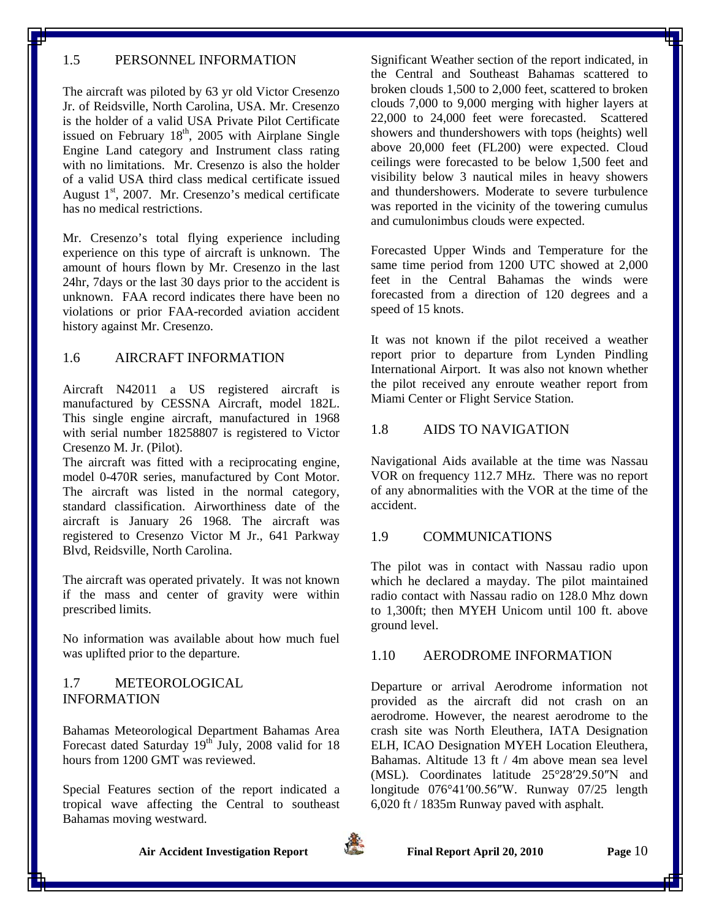## 1.5 PERSONNEL INFORMATION

The aircraft was piloted by 63 yr old Victor Cresenzo Jr. of Reidsville, North Carolina, USA. Mr. Cresenzo is the holder of a valid USA Private Pilot Certificate issued on February 18th, 2005 with Airplane Single Engine Land category and Instrument class rating with no limitations. Mr. Cresenzo is also the holder of a valid USA third class medical certificate issued August 1st, 2007. Mr. Cresenzo's medical certificate has no medical restrictions.

Mr. Cresenzo's total flying experience including experience on this type of aircraft is unknown. The amount of hours flown by Mr. Cresenzo in the last 24hr, 7days or the last 30 days prior to the accident is unknown. FAA record indicates there have been no violations or prior FAA-recorded aviation accident history against Mr. Cresenzo.

## 1.6 AIRCRAFT INFORMATION

Aircraft N42011 a US registered aircraft is manufactured by CESSNA Aircraft, model 182L. This single engine aircraft, manufactured in 1968 with serial number 18258807 is registered to Victor Cresenzo M. Jr. (Pilot).

The aircraft was fitted with a reciprocating engine, model 0-470R series, manufactured by Cont Motor. The aircraft was listed in the normal category, standard classification. Airworthiness date of the aircraft is January 26 1968. The aircraft was registered to Cresenzo Victor M Jr., 641 Parkway Blvd, Reidsville, North Carolina.

The aircraft was operated privately. It was not known if the mass and center of gravity were within prescribed limits.

No information was available about how much fuel was uplifted prior to the departure.

## 1.7 METEOROLOGICAL INFORMATION

Bahamas Meteorological Department Bahamas Area Forecast dated Saturday 19th July, 2008 valid for 18 hours from 1200 GMT was reviewed.

Special Features section of the report indicated a tropical wave affecting the Central to southeast Bahamas moving westward.

Significant Weather section of the report indicated, in the Central and Southeast Bahamas scattered to broken clouds 1,500 to 2,000 feet, scattered to broken clouds 7,000 to 9,000 merging with higher layers at 22,000 to 24,000 feet were forecasted. Scattered showers and thundershowers with tops (heights) well above 20,000 feet (FL200) were expected. Cloud ceilings were forecasted to be below 1,500 feet and visibility below 3 nautical miles in heavy showers and thundershowers. Moderate to severe turbulence was reported in the vicinity of the towering cumulus and cumulonimbus clouds were expected.

Forecasted Upper Winds and Temperature for the same time period from 1200 UTC showed at 2,000 feet in the Central Bahamas the winds were forecasted from a direction of 120 degrees and a speed of 15 knots.

It was not known if the pilot received a weather report prior to departure from Lynden Pindling International Airport. It was also not known whether the pilot received any enroute weather report from Miami Center or Flight Service Station.

## 1.8 AIDS TO NAVIGATION

Navigational Aids available at the time was Nassau VOR on frequency 112.7 MHz. There was no report of any abnormalities with the VOR at the time of the accident.

## 1.9 COMMUNICATIONS

The pilot was in contact with Nassau radio upon which he declared a mayday. The pilot maintained radio contact with Nassau radio on 128.0 Mhz down to 1,300ft; then MYEH Unicom until 100 ft. above ground level.

## 1.10 AERODROME INFORMATION

Departure or arrival Aerodrome information not provided as the aircraft did not crash on an aerodrome. However, the nearest aerodrome to the crash site was North Eleuthera, IATA Designation ELH, ICAO Designation MYEH Location Eleuthera, Bahamas. Altitude 13 ft / 4m above mean sea level (MSL). Coordinates latitude 25°28′29.50″N and longitude 076°41′00.56″W. Runway 07/25 length 6,020 ft / 1835m Runway paved with asphalt.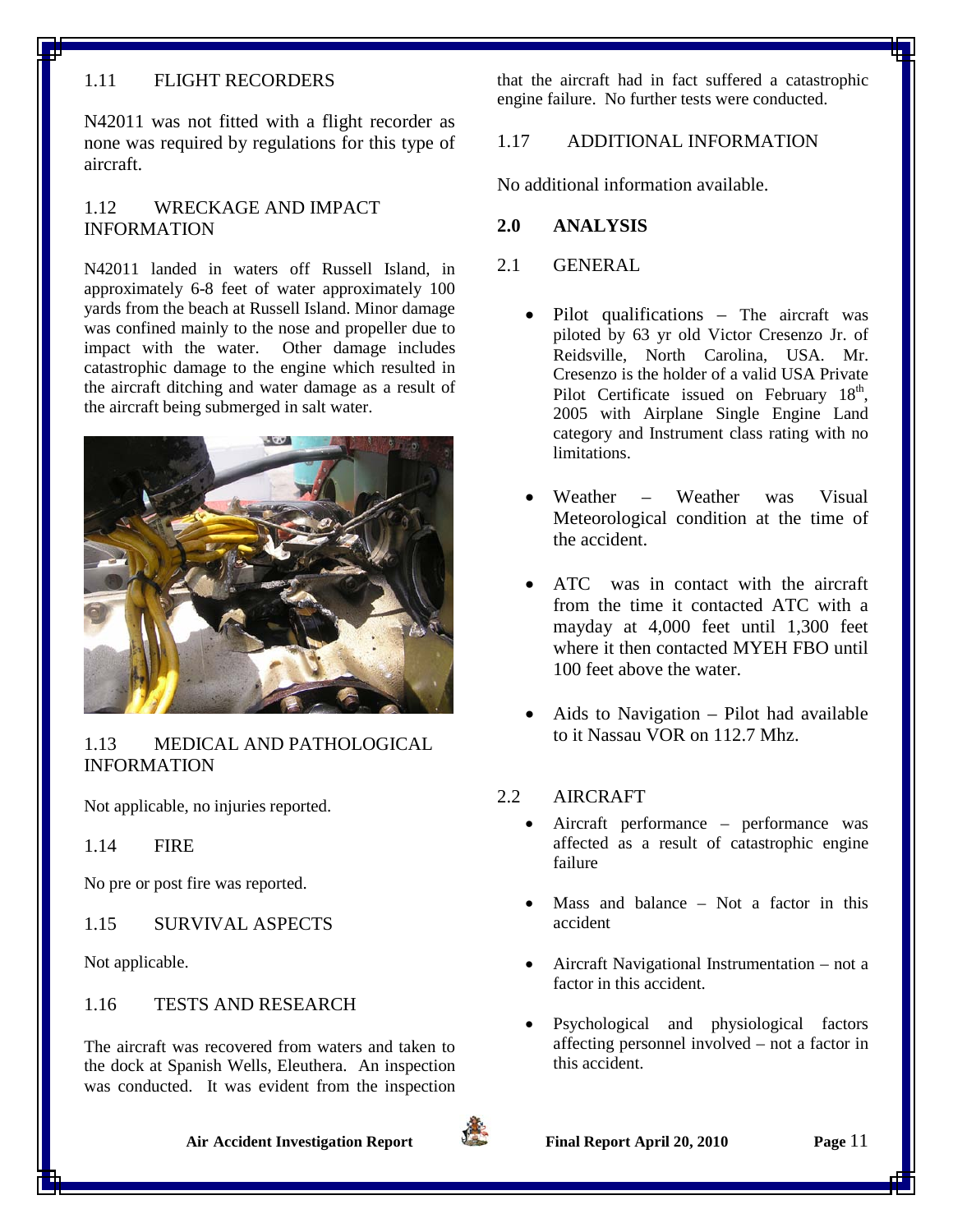### 1.11 FLIGHT RECORDERS

N42011 was not fitted with a flight recorder as none was required by regulations for this type of aircraft.

### 1.12 WRECKAGE AND IMPACT INFORMATION

N42011 landed in waters off Russell Island, in approximately 6-8 feet of water approximately 100 yards from the beach at Russell Island. Minor damage was confined mainly to the nose and propeller due to impact with the water. Other damage includes catastrophic damage to the engine which resulted in the aircraft ditching and water damage as a result of the aircraft being submerged in salt water.

### 1.13 MEDICAL AND PATHOLOGICAL INFORMATION

Not applicable, no injuries reported.

### 1.14 FIRE

No pre or post fire was reported.

### 1.15 SURVIVAL ASPECTS

Not applicable.

### 1.16 TESTS AND RESEARCH

The aircraft was recovered from waters and taken to the dock at Spanish Wells, Eleuthera. An inspection was conducted. It was evident from the inspection that the aircraft had in fact suffered a catastrophic engine failure. No further tests were conducted.

### 1.17 ADDITIONAL INFORMATION

No additional information available.

## 2.0 ANALYSIS

### 2.1 GENERAL

- Pilot qualifications – The aircraft was piloted by 63 yr old Victor Cresenzo Jr. of Reidsville, North Carolina, USA. Mr. Cresenzo is the holder of a valid USA Private Pilot Certificate issued on February 18th, 2005 with Airplane Single Engine Land category and Instrument class rating with no limitations.
- Weather – Weather was Visual Meteorological condition at the time of the accident.
- ATC was in contact with the aircraft from the time it contacted ATC with a mayday at 4,000 feet until 1,300 feet where it then contacted MYEH FBO until 100 feet above the water.
- Aids to Navigation – Pilot had available to it Nassau VOR on 112.7 Mhz.

### 2.2 AIRCRAFT

- Aircraft performance – performance was affected as a result of catastrophic engine failure
- Mass and balance – Not a factor in this accident
- Aircraft Navigational Instrumentation – not a factor in this accident.
- Psychological and physiological factors affecting personnel involved – not a factor in this accident.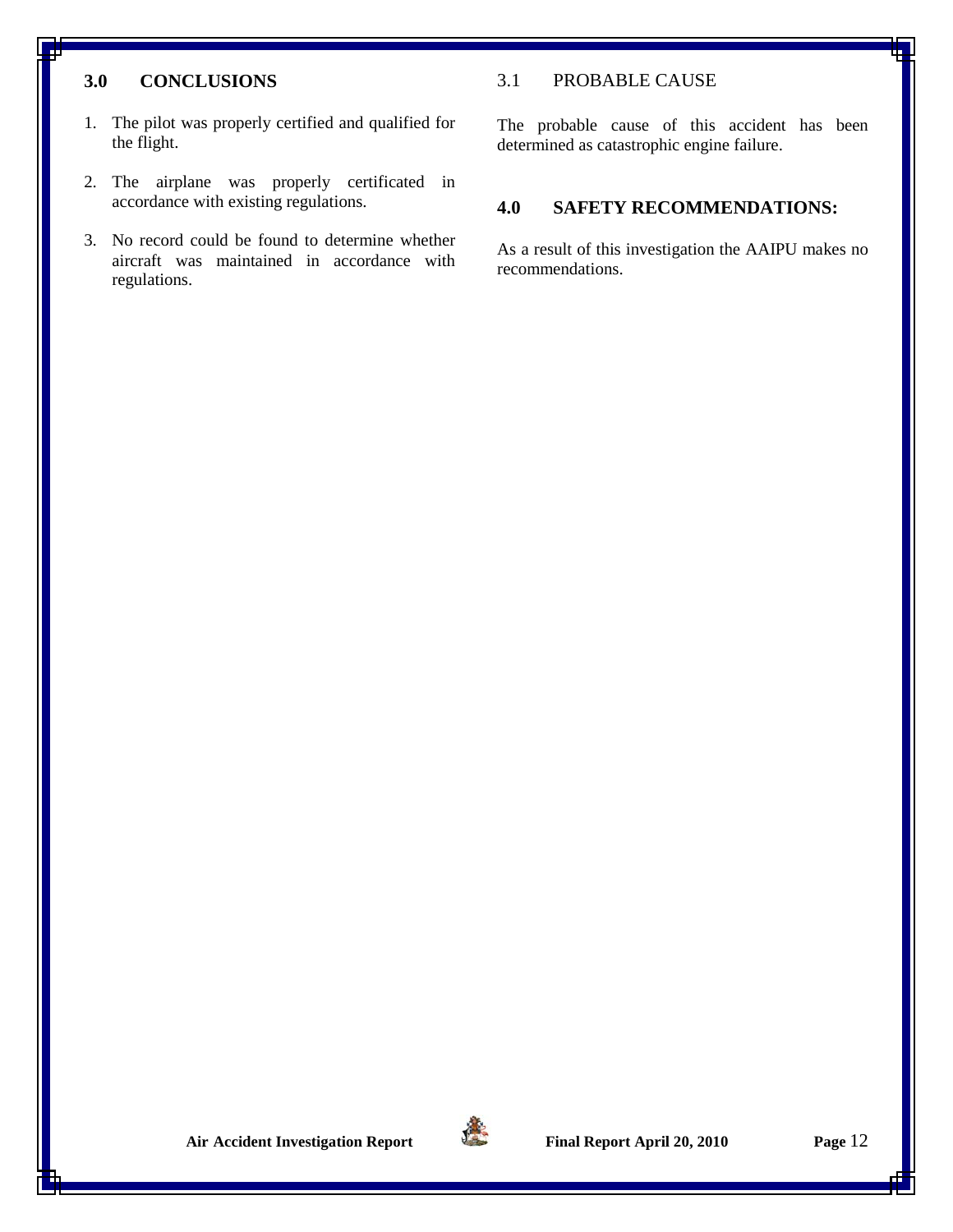## 3.0 CONCLUSIONS

1. The pilot was properly certified and qualified for the flight.
2. The airplane was properly certificated in accordance with existing regulations.
3. No record could be found to determine whether aircraft was maintained in accordance with regulations.

### 3.1 PROBABLE CAUSE

The probable cause of this accident has been determined as catastrophic engine failure.

## 4.0 SAFETY RECOMMENDATIONS:

As a result of this investigation the AAIPU makes no recommendations.